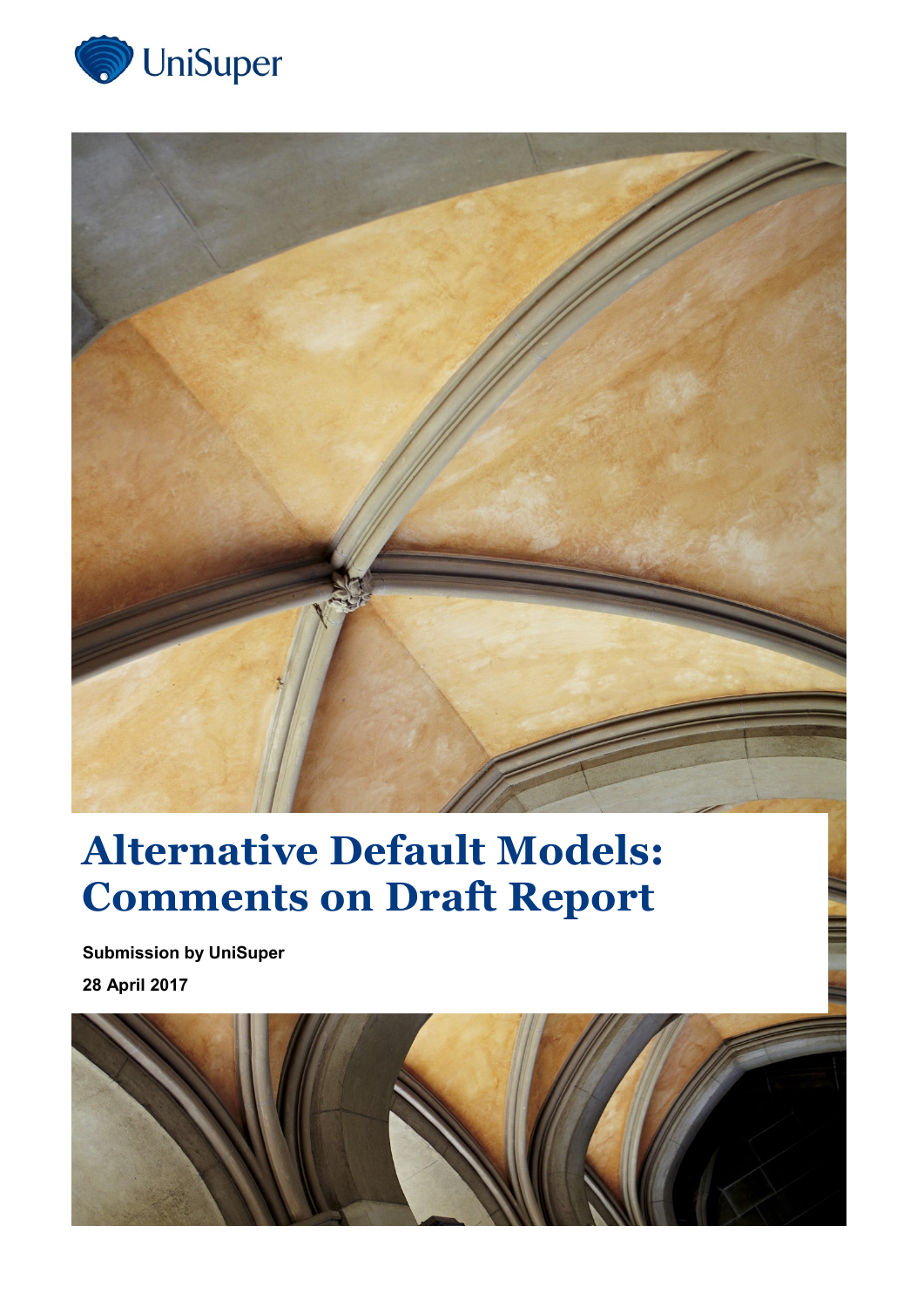UniSuper

# Alternative Default Models: Comments on Draft Report

**Submission by UniSuper**

**28 April 2017**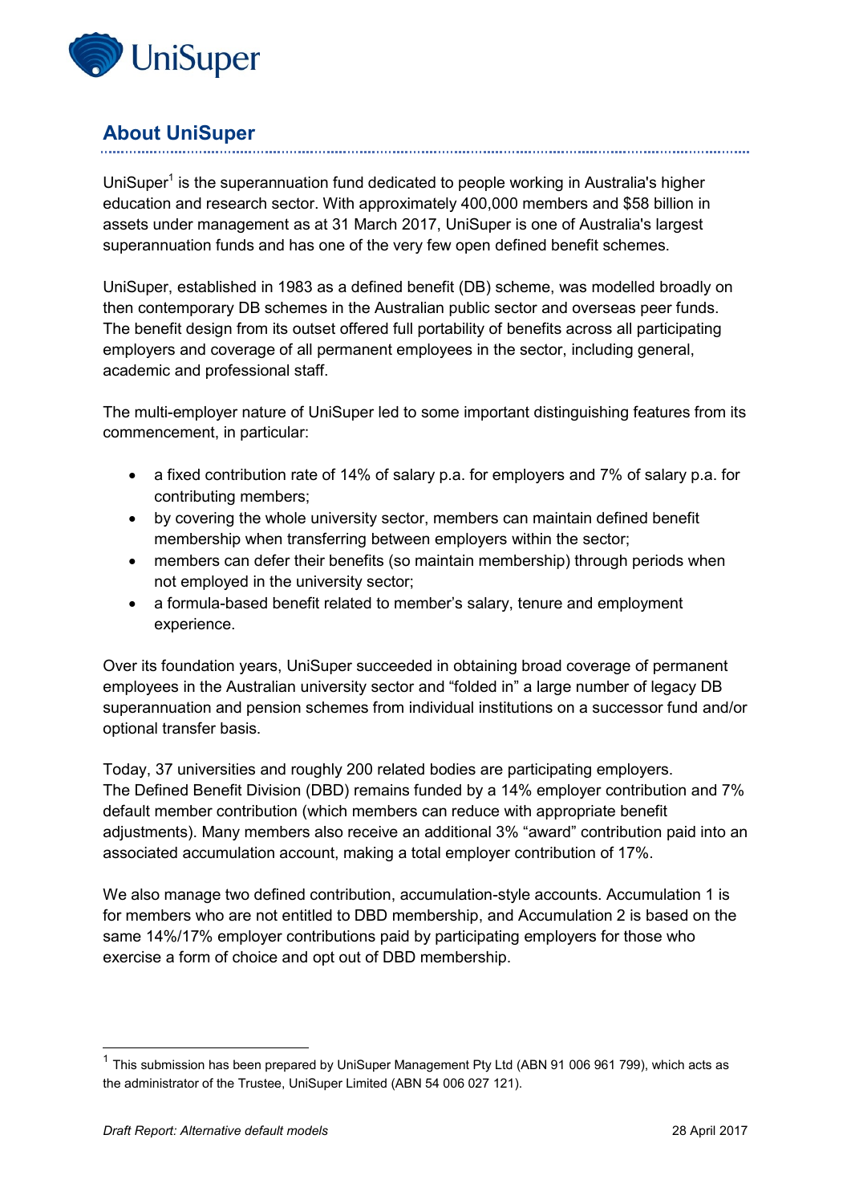## About UniSuper

UniSuper[1] is the superannuation fund dedicated to people working in Australia's higher education and research sector. With approximately 400,000 members and $58 billion in assets under management as at 31 March 2017, UniSuper is one of Australia's largest superannuation funds and has one of the very few open defined benefit schemes.

UniSuper, established in 1983 as a defined benefit (DB) scheme, was modelled broadly on then contemporary DB schemes in the Australian public sector and overseas peer funds. The benefit design from its outset offered full portability of benefits across all participating employers and coverage of all permanent employees in the sector, including general, academic and professional staff.

The multi-employer nature of UniSuper led to some important distinguishing features from its commencement, in particular:

- a fixed contribution rate of 14% of salary p.a. for employers and 7% of salary p.a. for contributing members;
- by covering the whole university sector, members can maintain defined benefit membership when transferring between employers within the sector;
- members can defer their benefits (so maintain membership) through periods when not employed in the university sector;
- a formula-based benefit related to member's salary, tenure and employment experience.

Over its foundation years, UniSuper succeeded in obtaining broad coverage of permanent employees in the Australian university sector and "folded in" a large number of legacy DB superannuation and pension schemes from individual institutions on a successor fund and/or optional transfer basis.

Today, 37 universities and roughly 200 related bodies are participating employers. The Defined Benefit Division (DBD) remains funded by a 14% employer contribution and 7% default member contribution (which members can reduce with appropriate benefit adjustments). Many members also receive an additional 3% "award" contribution paid into an associated accumulation account, making a total employer contribution of 17%.

We also manage two defined contribution, accumulation-style accounts. Accumulation 1 is for members who are not entitled to DBD membership, and Accumulation 2 is based on the same 14%/17% employer contributions paid by participating employers for those who exercise a form of choice and opt out of DBD membership.

[1] This submission has been prepared by UniSuper Management Pty Ltd (ABN 91 006 961 799), which acts as the administrator of the Trustee, UniSuper Limited (ABN 54 006 027 121).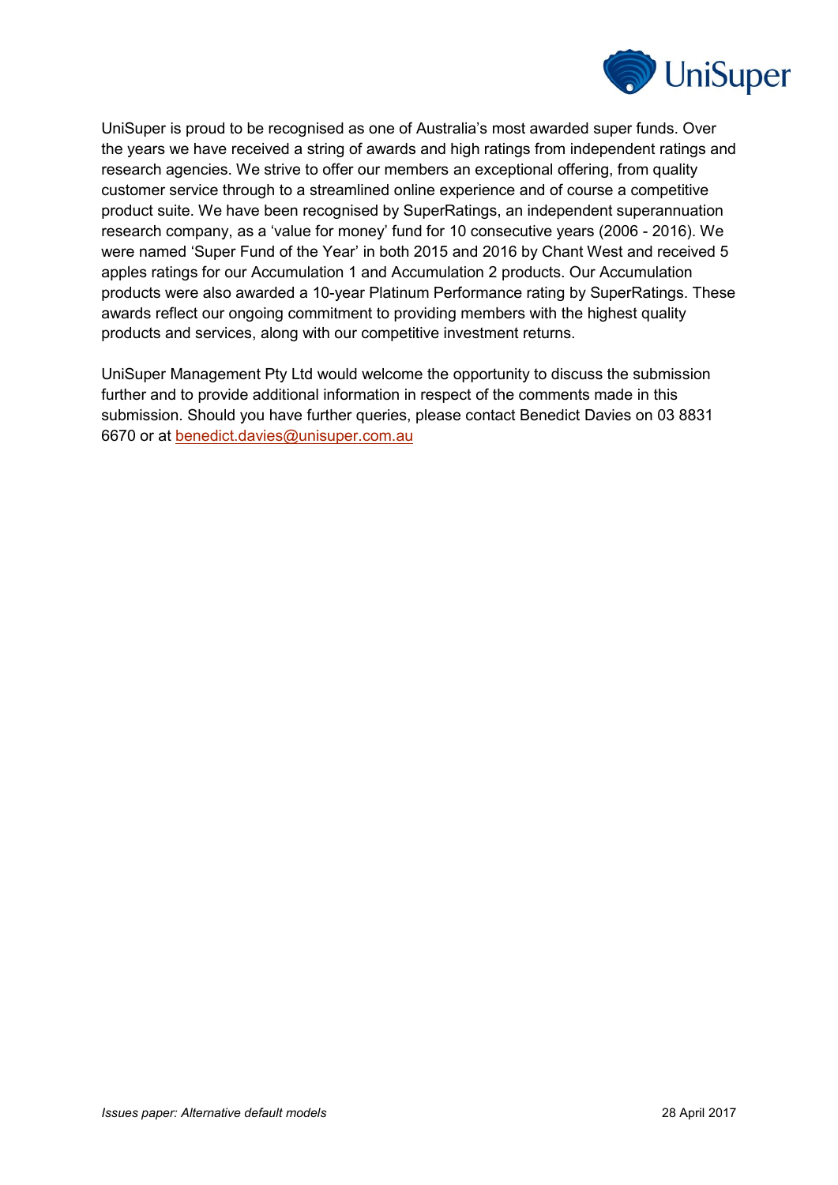UniSuper is proud to be recognised as one of Australia's most awarded super funds. Over the years we have received a string of awards and high ratings from independent ratings and research agencies. We strive to offer our members an exceptional offering, from quality customer service through to a streamlined online experience and of course a competitive product suite. We have been recognised by SuperRatings, an independent superannuation research company, as a 'value for money' fund for 10 consecutive years (2006 - 2016). We were named 'Super Fund of the Year' in both 2015 and 2016 by Chant West and received 5 apples ratings for our Accumulation 1 and Accumulation 2 products. Our Accumulation products were also awarded a 10-year Platinum Performance rating by SuperRatings. These awards reflect our ongoing commitment to providing members with the highest quality products and services, along with our competitive investment returns.

UniSuper Management Pty Ltd would welcome the opportunity to discuss the submission further and to provide additional information in respect of the comments made in this submission. Should you have further queries, please contact Benedict Davies on 03 8831 6670 or at benedict.davies@unisuper.com.au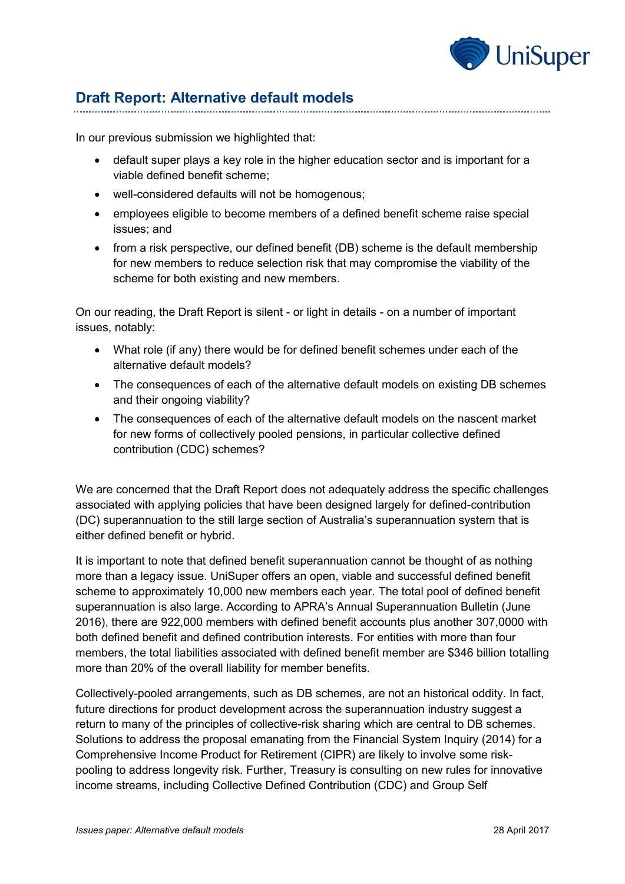## Draft Report: Alternative default models

In our previous submission we highlighted that:

- default super plays a key role in the higher education sector and is important for a viable defined benefit scheme;
- well-considered defaults will not be homogenous;
- employees eligible to become members of a defined benefit scheme raise special issues; and
- from a risk perspective, our defined benefit (DB) scheme is the default membership for new members to reduce selection risk that may compromise the viability of the scheme for both existing and new members.

On our reading, the Draft Report is silent - or light in details - on a number of important issues, notably:

- What role (if any) there would be for defined benefit schemes under each of the alternative default models?
- The consequences of each of the alternative default models on existing DB schemes and their ongoing viability?
- The consequences of each of the alternative default models on the nascent market for new forms of collectively pooled pensions, in particular collective defined contribution (CDC) schemes?

We are concerned that the Draft Report does not adequately address the specific challenges associated with applying policies that have been designed largely for defined-contribution (DC) superannuation to the still large section of Australia's superannuation system that is either defined benefit or hybrid.

It is important to note that defined benefit superannuation cannot be thought of as nothing more than a legacy issue. UniSuper offers an open, viable and successful defined benefit scheme to approximately 10,000 new members each year. The total pool of defined benefit superannuation is also large. According to APRA's Annual Superannuation Bulletin (June 2016), there are 922,000 members with defined benefit accounts plus another 307,0000 with both defined benefit and defined contribution interests. For entities with more than four members, the total liabilities associated with defined benefit member are $346 billion totalling more than 20% of the overall liability for member benefits.

Collectively-pooled arrangements, such as DB schemes, are not an historical oddity. In fact, future directions for product development across the superannuation industry suggest a return to many of the principles of collective-risk sharing which are central to DB schemes. Solutions to address the proposal emanating from the Financial System Inquiry (2014) for a Comprehensive Income Product for Retirement (CIPR) are likely to involve some risk-pooling to address longevity risk. Further, Treasury is consulting on new rules for innovative income streams, including Collective Defined Contribution (CDC) and Group Self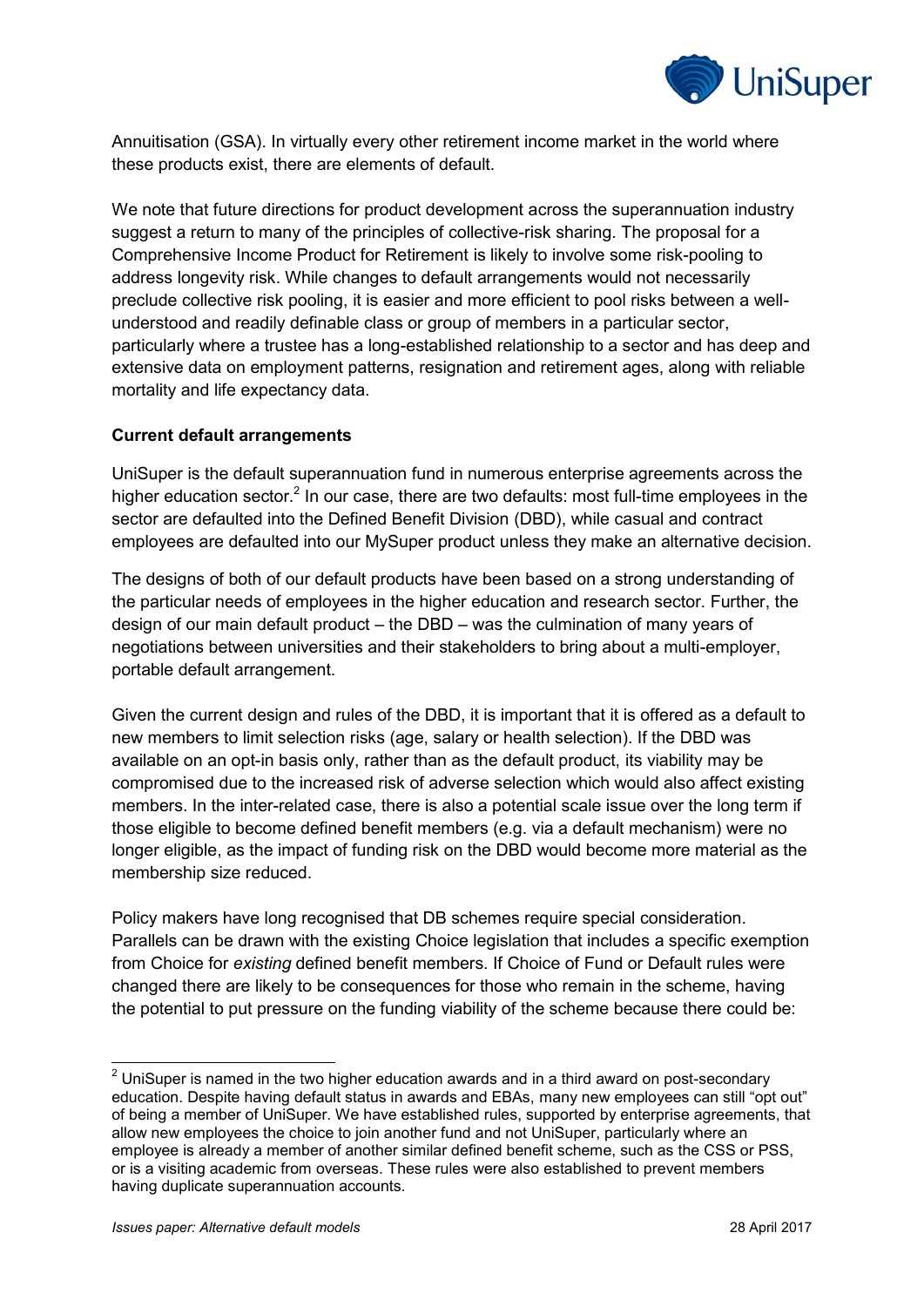Annuitisation (GSA). In virtually every other retirement income market in the world where these products exist, there are elements of default.

We note that future directions for product development across the superannuation industry suggest a return to many of the principles of collective-risk sharing. The proposal for a Comprehensive Income Product for Retirement is likely to involve some risk-pooling to address longevity risk. While changes to default arrangements would not necessarily preclude collective risk pooling, it is easier and more efficient to pool risks between a well-understood and readily definable class or group of members in a particular sector, particularly where a trustee has a long-established relationship to a sector and has deep and extensive data on employment patterns, resignation and retirement ages, along with reliable mortality and life expectancy data.

**Current default arrangements**

UniSuper is the default superannuation fund in numerous enterprise agreements across the higher education sector.[2] In our case, there are two defaults: most full-time employees in the sector are defaulted into the Defined Benefit Division (DBD), while casual and contract employees are defaulted into our MySuper product unless they make an alternative decision.

The designs of both of our default products have been based on a strong understanding of the particular needs of employees in the higher education and research sector. Further, the design of our main default product – the DBD – was the culmination of many years of negotiations between universities and their stakeholders to bring about a multi-employer, portable default arrangement.

Given the current design and rules of the DBD, it is important that it is offered as a default to new members to limit selection risks (age, salary or health selection). If the DBD was available on an opt-in basis only, rather than as the default product, its viability may be compromised due to the increased risk of adverse selection which would also affect existing members. In the inter-related case, there is also a potential scale issue over the long term if those eligible to become defined benefit members (e.g. via a default mechanism) were no longer eligible, as the impact of funding risk on the DBD would become more material as the membership size reduced.

Policy makers have long recognised that DB schemes require special consideration. Parallels can be drawn with the existing Choice legislation that includes a specific exemption from Choice for *existing* defined benefit members. If Choice of Fund or Default rules were changed there are likely to be consequences for those who remain in the scheme, having the potential to put pressure on the funding viability of the scheme because there could be:

---

[2] UniSuper is named in the two higher education awards and in a third award on post-secondary education. Despite having default status in awards and EBAs, many new employees can still "opt out" of being a member of UniSuper. We have established rules, supported by enterprise agreements, that allow new employees the choice to join another fund and not UniSuper, particularly where an employee is already a member of another similar defined benefit scheme, such as the CSS or PSS, or is a visiting academic from overseas. These rules were also established to prevent members having duplicate superannuation accounts.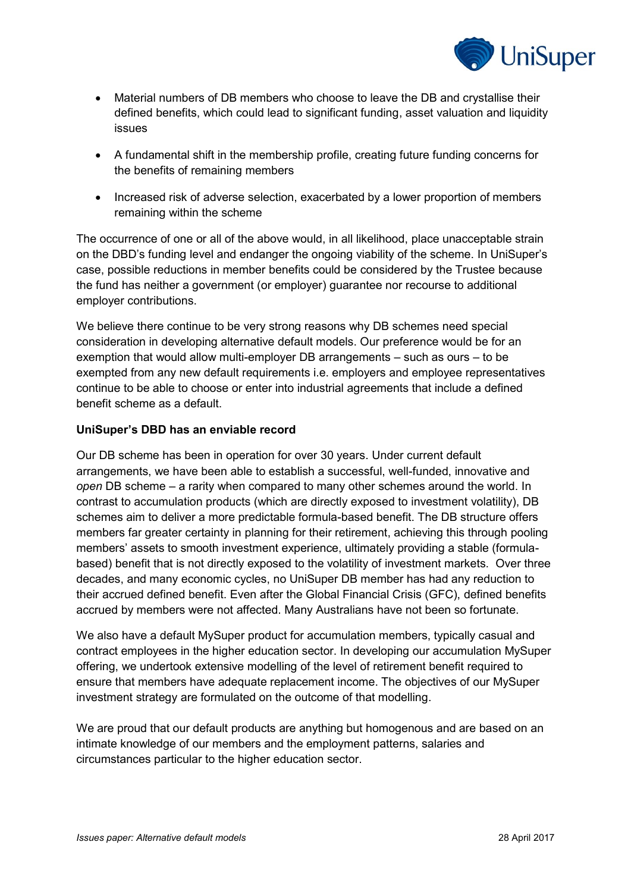- Material numbers of DB members who choose to leave the DB and crystallise their defined benefits, which could lead to significant funding, asset valuation and liquidity issues
- A fundamental shift in the membership profile, creating future funding concerns for the benefits of remaining members
- Increased risk of adverse selection, exacerbated by a lower proportion of members remaining within the scheme

The occurrence of one or all of the above would, in all likelihood, place unacceptable strain on the DBD's funding level and endanger the ongoing viability of the scheme. In UniSuper's case, possible reductions in member benefits could be considered by the Trustee because the fund has neither a government (or employer) guarantee nor recourse to additional employer contributions.

We believe there continue to be very strong reasons why DB schemes need special consideration in developing alternative default models. Our preference would be for an exemption that would allow multi-employer DB arrangements – such as ours – to be exempted from any new default requirements i.e. employers and employee representatives continue to be able to choose or enter into industrial agreements that include a defined benefit scheme as a default.

**UniSuper's DBD has an enviable record**

Our DB scheme has been in operation for over 30 years. Under current default arrangements, we have been able to establish a successful, well-funded, innovative and *open* DB scheme – a rarity when compared to many other schemes around the world. In contrast to accumulation products (which are directly exposed to investment volatility), DB schemes aim to deliver a more predictable formula-based benefit. The DB structure offers members far greater certainty in planning for their retirement, achieving this through pooling members' assets to smooth investment experience, ultimately providing a stable (formula-based) benefit that is not directly exposed to the volatility of investment markets. Over three decades, and many economic cycles, no UniSuper DB member has had any reduction to their accrued defined benefit. Even after the Global Financial Crisis (GFC), defined benefits accrued by members were not affected. Many Australians have not been so fortunate.

We also have a default MySuper product for accumulation members, typically casual and contract employees in the higher education sector. In developing our accumulation MySuper offering, we undertook extensive modelling of the level of retirement benefit required to ensure that members have adequate replacement income. The objectives of our MySuper investment strategy are formulated on the outcome of that modelling.

We are proud that our default products are anything but homogenous and are based on an intimate knowledge of our members and the employment patterns, salaries and circumstances particular to the higher education sector.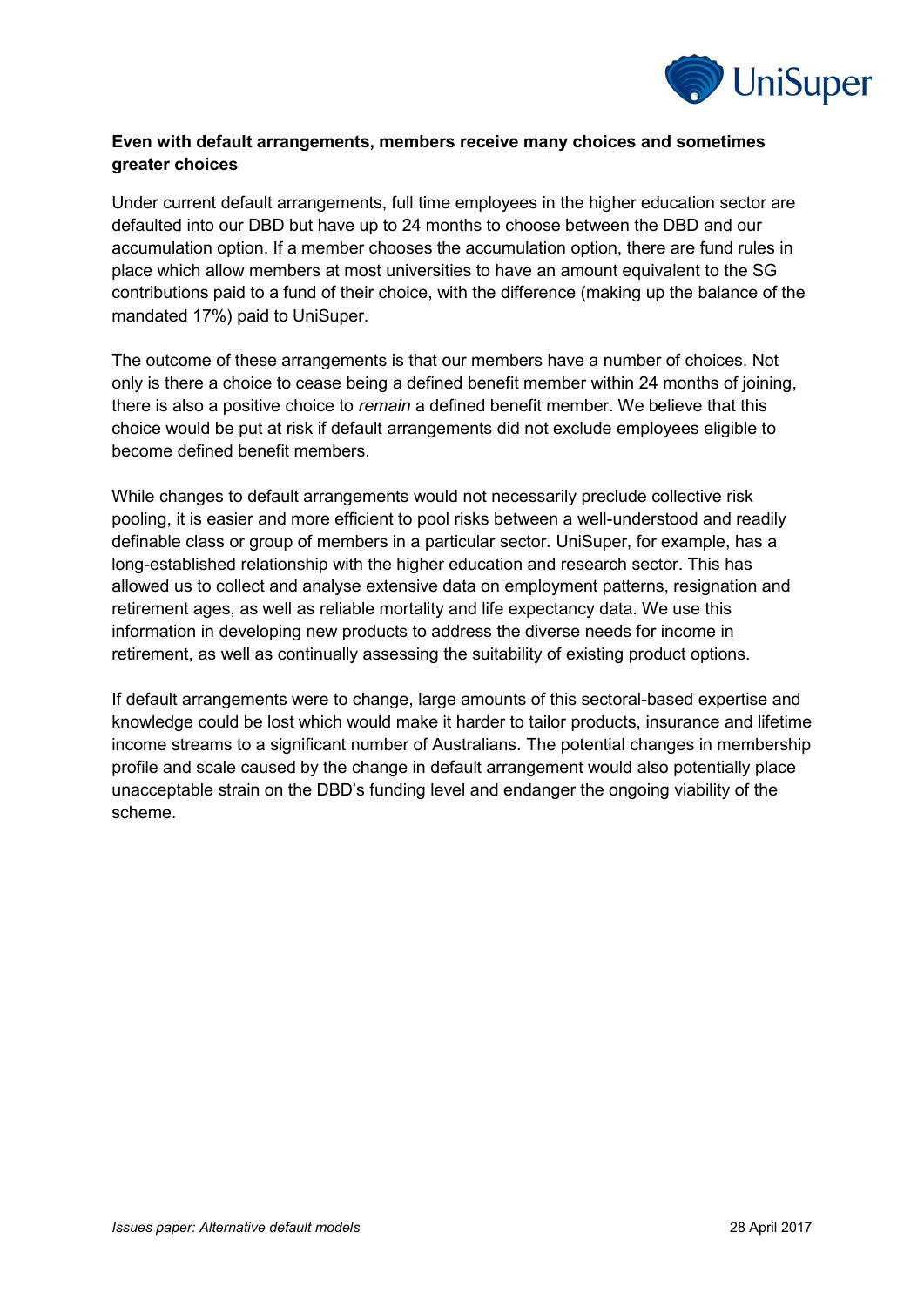**Even with default arrangements, members receive many choices and sometimes greater choices**

Under current default arrangements, full time employees in the higher education sector are defaulted into our DBD but have up to 24 months to choose between the DBD and our accumulation option. If a member chooses the accumulation option, there are fund rules in place which allow members at most universities to have an amount equivalent to the SG contributions paid to a fund of their choice, with the difference (making up the balance of the mandated 17%) paid to UniSuper.

The outcome of these arrangements is that our members have a number of choices. Not only is there a choice to cease being a defined benefit member within 24 months of joining, there is also a positive choice to *remain* a defined benefit member. We believe that this choice would be put at risk if default arrangements did not exclude employees eligible to become defined benefit members.

While changes to default arrangements would not necessarily preclude collective risk pooling, it is easier and more efficient to pool risks between a well-understood and readily definable class or group of members in a particular sector. UniSuper, for example, has a long-established relationship with the higher education and research sector. This has allowed us to collect and analyse extensive data on employment patterns, resignation and retirement ages, as well as reliable mortality and life expectancy data. We use this information in developing new products to address the diverse needs for income in retirement, as well as continually assessing the suitability of existing product options.

If default arrangements were to change, large amounts of this sectoral-based expertise and knowledge could be lost which would make it harder to tailor products, insurance and lifetime income streams to a significant number of Australians. The potential changes in membership profile and scale caused by the change in default arrangement would also potentially place unacceptable strain on the DBD's funding level and endanger the ongoing viability of the scheme.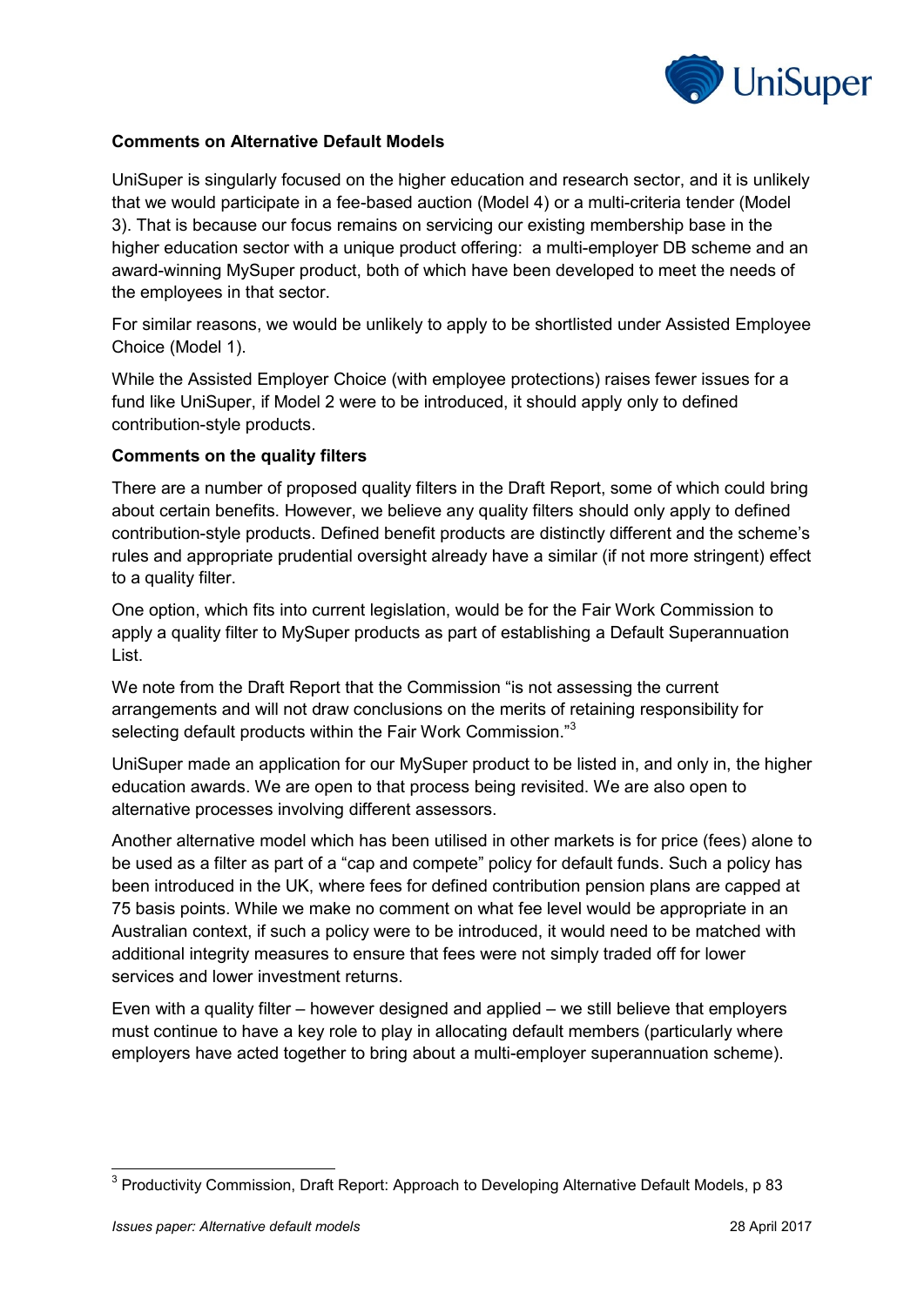**Comments on Alternative Default Models**

UniSuper is singularly focused on the higher education and research sector, and it is unlikely that we would participate in a fee-based auction (Model 4) or a multi-criteria tender (Model 3). That is because our focus remains on servicing our existing membership base in the higher education sector with a unique product offering: a multi-employer DB scheme and an award-winning MySuper product, both of which have been developed to meet the needs of the employees in that sector.

For similar reasons, we would be unlikely to apply to be shortlisted under Assisted Employee Choice (Model 1).

While the Assisted Employer Choice (with employee protections) raises fewer issues for a fund like UniSuper, if Model 2 were to be introduced, it should apply only to defined contribution-style products.

**Comments on the quality filters**

There are a number of proposed quality filters in the Draft Report, some of which could bring about certain benefits. However, we believe any quality filters should only apply to defined contribution-style products. Defined benefit products are distinctly different and the scheme's rules and appropriate prudential oversight already have a similar (if not more stringent) effect to a quality filter.

One option, which fits into current legislation, would be for the Fair Work Commission to apply a quality filter to MySuper products as part of establishing a Default Superannuation List.

We note from the Draft Report that the Commission "is not assessing the current arrangements and will not draw conclusions on the merits of retaining responsibility for selecting default products within the Fair Work Commission."[3]

UniSuper made an application for our MySuper product to be listed in, and only in, the higher education awards. We are open to that process being revisited. We are also open to alternative processes involving different assessors.

Another alternative model which has been utilised in other markets is for price (fees) alone to be used as a filter as part of a "cap and compete" policy for default funds. Such a policy has been introduced in the UK, where fees for defined contribution pension plans are capped at 75 basis points. While we make no comment on what fee level would be appropriate in an Australian context, if such a policy were to be introduced, it would need to be matched with additional integrity measures to ensure that fees were not simply traded off for lower services and lower investment returns.

Even with a quality filter – however designed and applied – we still believe that employers must continue to have a key role to play in allocating default members (particularly where employers have acted together to bring about a multi-employer superannuation scheme).

---

[3] Productivity Commission, Draft Report: Approach to Developing Alternative Default Models, p 83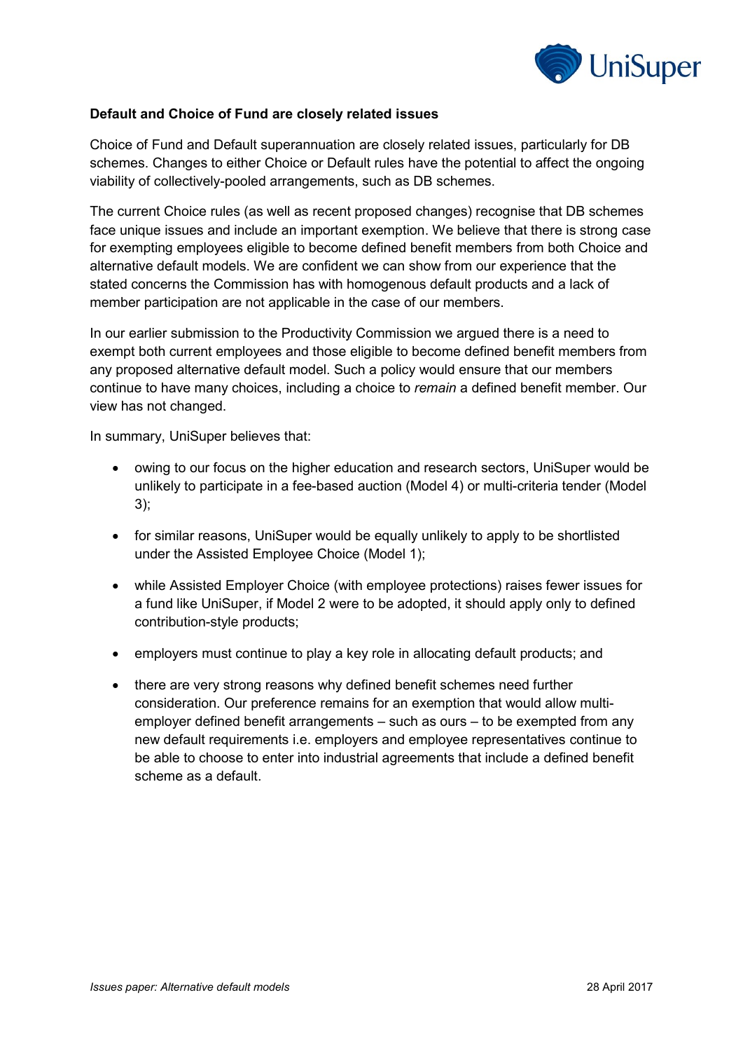**Default and Choice of Fund are closely related issues**

Choice of Fund and Default superannuation are closely related issues, particularly for DB schemes. Changes to either Choice or Default rules have the potential to affect the ongoing viability of collectively-pooled arrangements, such as DB schemes.

The current Choice rules (as well as recent proposed changes) recognise that DB schemes face unique issues and include an important exemption. We believe that there is strong case for exempting employees eligible to become defined benefit members from both Choice and alternative default models. We are confident we can show from our experience that the stated concerns the Commission has with homogenous default products and a lack of member participation are not applicable in the case of our members.

In our earlier submission to the Productivity Commission we argued there is a need to exempt both current employees and those eligible to become defined benefit members from any proposed alternative default model. Such a policy would ensure that our members continue to have many choices, including a choice to *remain* a defined benefit member. Our view has not changed.

In summary, UniSuper believes that:

- owing to our focus on the higher education and research sectors, UniSuper would be unlikely to participate in a fee-based auction (Model 4) or multi-criteria tender (Model 3);
- for similar reasons, UniSuper would be equally unlikely to apply to be shortlisted under the Assisted Employee Choice (Model 1);
- while Assisted Employer Choice (with employee protections) raises fewer issues for a fund like UniSuper, if Model 2 were to be adopted, it should apply only to defined contribution-style products;
- employers must continue to play a key role in allocating default products; and
- there are very strong reasons why defined benefit schemes need further consideration. Our preference remains for an exemption that would allow multi-employer defined benefit arrangements – such as ours – to be exempted from any new default requirements i.e. employers and employee representatives continue to be able to choose to enter into industrial agreements that include a defined benefit scheme as a default.